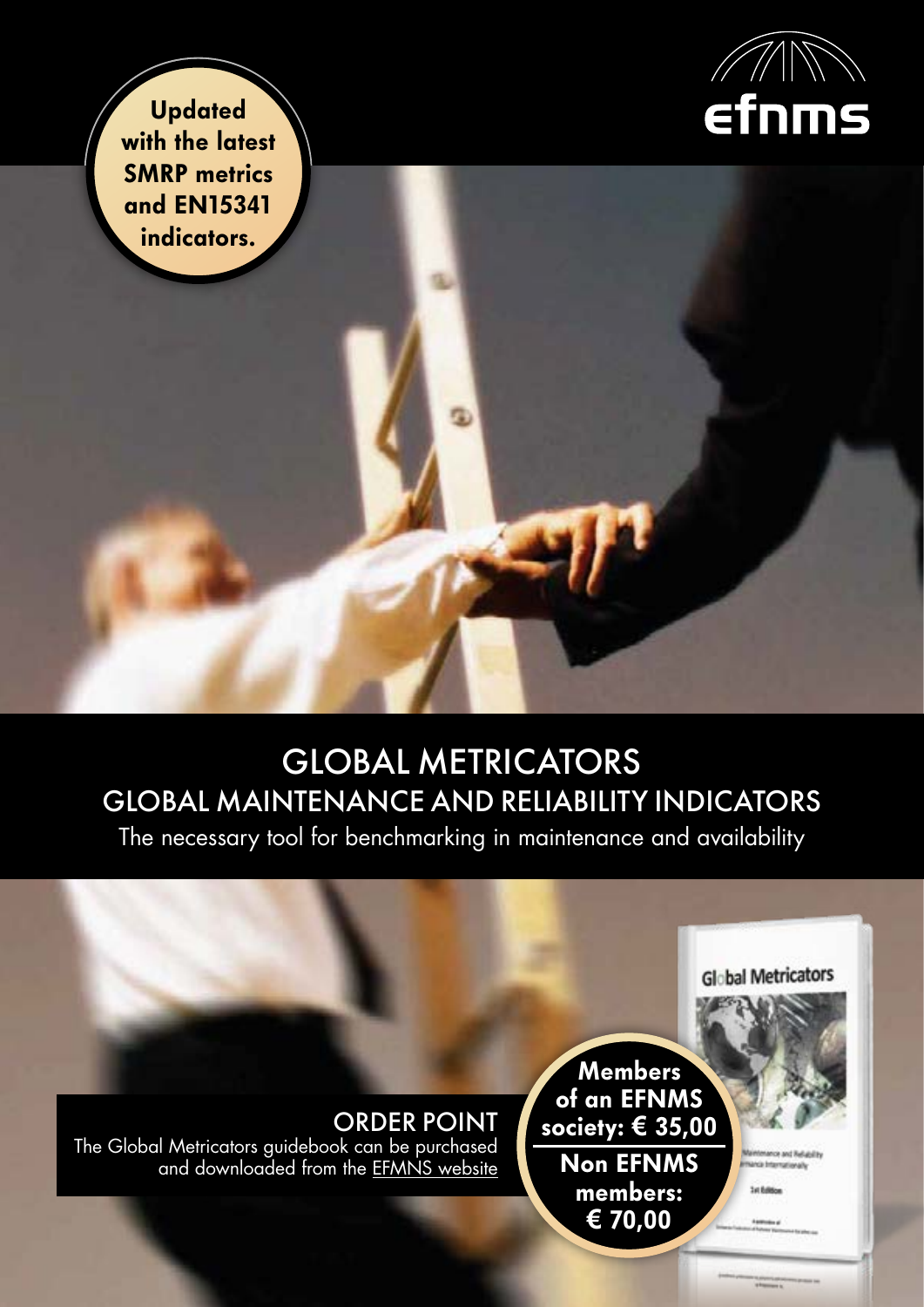efnms

**Updated with the latest SMRP metrics and EN15341 indicators.**

# GLOBAL METRICATORS

## GLOBAL MAINTENANCE AND RELIABILITY INDICATORS

The necessary tool for benchmarking in maintenance and availability

## ORDER POINT

The Global Metricators guidebook can be purchased and downloaded from the EFMNS website

**Members of an EFNMS society: € 35,00**

**Non EFNMS members: € 70,00**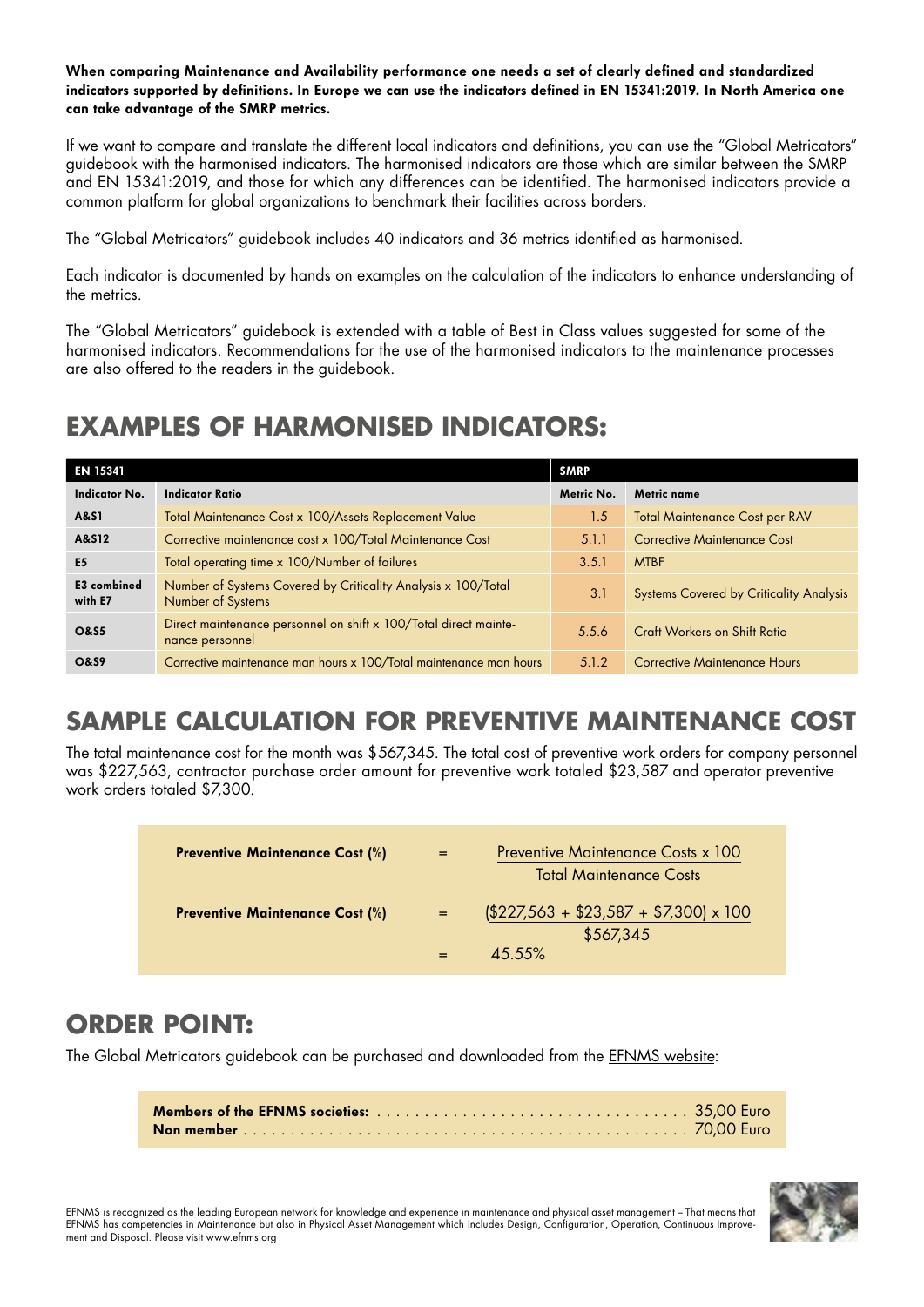**When comparing Maintenance and Availability performance one needs a set of clearly defined and standardized indicators supported by definitions. In Europe we can use the indicators defined in EN 15341:2019. In North America one can take advantage of the SMRP metrics.**

If we want to compare and translate the different local indicators and definitions, you can use the "Global Metricators" guidebook with the harmonised indicators. The harmonised indicators are those which are similar between the SMRP and EN 15341:2019, and those for which any differences can be identified. The harmonised indicators provide a common platform for global organizations to benchmark their facilities across borders.

The "Global Metricators" guidebook includes 40 indicators and 36 metrics identified as harmonised.

Each indicator is documented by hands on examples on the calculation of the indicators to enhance understanding of the metrics.

The "Global Metricators" guidebook is extended with a table of Best in Class values suggested for some of the harmonised indicators. Recommendations for the use of the harmonised indicators to the maintenance processes are also offered to the readers in the guidebook.

## EXAMPLES OF HARMONISED INDICATORS:

| EN 15341 | | SMRP | |
|---|---|---|---|
| **Indicator No.** | **Indicator Ratio** | **Metric No.** | **Metric name** |
| **A&S1** | Total Maintenance Cost x 100/Assets Replacement Value | 1.5 | Total Maintenance Cost per RAV |
| **A&S12** | Corrective maintenance cost x 100/Total Maintenance Cost | 5.1.1 | Corrective Maintenance Cost |
| **E5** | Total operating time x 100/Number of failures | 3.5.1 | MTBF |
| **E3 combined with E7** | Number of Systems Covered by Criticality Analysis x 100/Total Number of Systems | 3.1 | Systems Covered by Criticality Analysis |
| **O&S5** | Direct maintenance personnel on shift x 100/Total direct maintenance personnel | 5.5.6 | Craft Workers on Shift Ratio |
| **O&S9** | Corrective maintenance man hours x 100/Total maintenance man hours | 5.1.2 | Corrective Maintenance Hours |

## SAMPLE CALCULATION FOR PREVENTIVE MAINTENANCE COST

The total maintenance cost for the month was \$567,345. The total cost of preventive work orders for company personnel was \$227,563, contractor purchase order amount for preventive work totaled \$23,587 and operator preventive work orders totaled \$7,300.

$$\textbf{Preventive Maintenance Cost (\%)} = \frac{\text{Preventive Maintenance Costs} \times 100}{\text{Total Maintenance Costs}}$$

$$\textbf{Preventive Maintenance Cost (\%)} = \frac{(\$227,563 + \$23,587 + \$7,300) \times 100}{\$567,345}$$

$$= 45.55\%$$

## ORDER POINT:

The Global Metricators guidebook can be purchased and downloaded from the EFNMS website:

**Members of the EFNMS societies:** . . . . . . . . . . . . . . . . . . . . . . . . . . . . . . . . . 35,00 Euro
**Non member** . . . . . . . . . . . . . . . . . . . . . . . . . . . . . . . . . . . . . . . . . . . . . . 70,00 Euro

EFNMS is recognized as the leading European network for knowledge and experience in maintenance and physical asset management – That means that EFNMS has competencies in Maintenance but also in Physical Asset Management which includes Design, Configuration, Operation, Continuous Improvement and Disposal. Please visit www.efnms.org